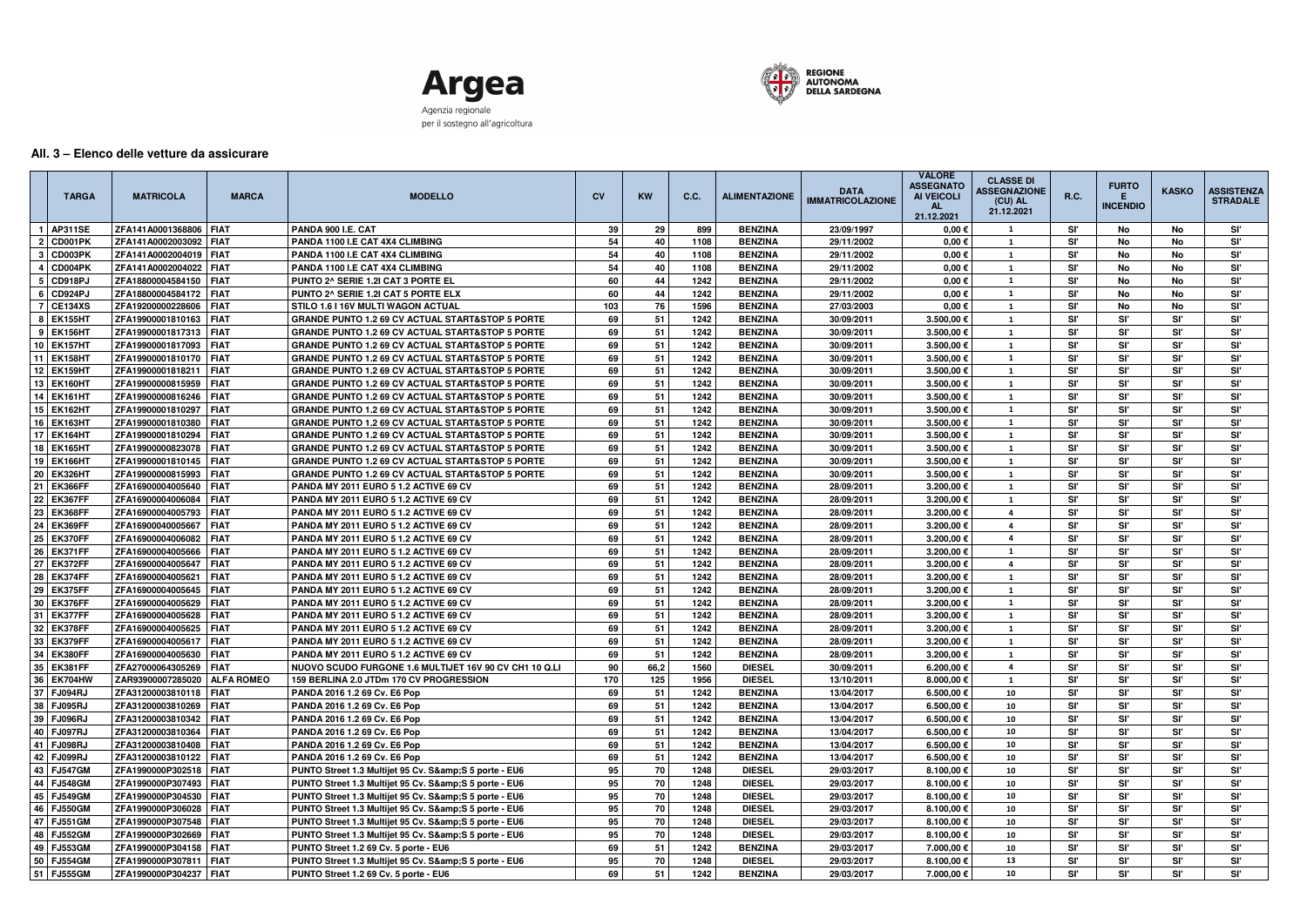Argea
Agenzia regionale
per il sostegno all'agricoltura

REGIONE AUTONOMA DELLA SARDEGNA

### All. 3 – Elenco delle vetture da assicurare

| | TARGA | MATRICOLA | MARCA | MODELLO | CV | KW | C.C. | ALIMENTAZIONE | DATA IMMATRICOLAZIONE | VALORE ASSEGNATO AI VEICOLI AL 21.12.2021 | CLASSE DI ASSEGNAZIONE (CU) AL 21.12.2021 | R.C. | FURTO E INCENDIO | KASKO | ASSISTENZA STRADALE |
|---|---|---|---|---|---|---|---|---|---|---|---|---|---|---|---|
| 1 | AP311SE | ZFA141A0001368806 | FIAT | PANDA 900 I.E. CAT | 39 | 29 | 899 | BENZINA | 23/09/1997 | 0,00 € | 1 | SI' | No | No | SI' |
| 2 | CD001PK | ZFA141A0002003092 | FIAT | PANDA 1100 I.E CAT 4X4 CLIMBING | 54 | 40 | 1108 | BENZINA | 29/11/2002 | 0,00 € | 1 | SI' | No | No | SI' |
| 3 | CD003PK | ZFA141A0002004019 | FIAT | PANDA 1100 I.E CAT 4X4 CLIMBING | 54 | 40 | 1108 | BENZINA | 29/11/2002 | 0,00 € | 1 | SI' | No | No | SI' |
| 4 | CD004PK | ZFA141A0002004022 | FIAT | PANDA 1100 I.E CAT 4X4 CLIMBING | 54 | 40 | 1108 | BENZINA | 29/11/2002 | 0,00 € | 1 | SI' | No | No | SI' |
| 5 | CD918PJ | ZFA18800004584150 | FIAT | PUNTO 2^ SERIE 1.2l CAT 3 PORTE EL | 60 | 44 | 1242 | BENZINA | 29/11/2002 | 0,00 € | 1 | SI' | No | No | SI' |
| 6 | CD924PJ | ZFA18800004584172 | FIAT | PUNTO 2^ SERIE 1.2l CAT 5 PORTE ELX | 60 | 44 | 1242 | BENZINA | 29/11/2002 | 0,00 € | 1 | SI' | No | No | SI' |
| 7 | CE134XS | ZFA19200000228606 | FIAT | STILO 1.6 I 16V MULTI WAGON ACTUAL | 103 | 76 | 1596 | BENZINA | 27/03/2003 | 0,00 € | 1 | SI' | No | No | SI' |
| 8 | EK155HT | ZFA19900001810163 | FIAT | GRANDE PUNTO 1.2 69 CV ACTUAL START&STOP 5 PORTE | 69 | 51 | 1242 | BENZINA | 30/09/2011 | 3.500,00 € | 1 | SI' | SI' | SI' | SI' |
| 9 | EK156HT | ZFA19900001817313 | FIAT | GRANDE PUNTO 1.2 69 CV ACTUAL START&STOP 5 PORTE | 69 | 51 | 1242 | BENZINA | 30/09/2011 | 3.500,00 € | 1 | SI' | SI' | SI' | SI' |
| 10 | EK157HT | ZFA19900001817093 | FIAT | GRANDE PUNTO 1.2 69 CV ACTUAL START&STOP 5 PORTE | 69 | 51 | 1242 | BENZINA | 30/09/2011 | 3.500,00 € | 1 | SI' | SI' | SI' | SI' |
| 11 | EK158HT | ZFA19900001810170 | FIAT | GRANDE PUNTO 1.2 69 CV ACTUAL START&STOP 5 PORTE | 69 | 51 | 1242 | BENZINA | 30/09/2011 | 3.500,00 € | 1 | SI' | SI' | SI' | SI' |
| 12 | EK159HT | ZFA19900001818211 | FIAT | GRANDE PUNTO 1.2 69 CV ACTUAL START&STOP 5 PORTE | 69 | 51 | 1242 | BENZINA | 30/09/2011 | 3.500,00 € | 1 | SI' | SI' | SI' | SI' |
| 13 | EK160HT | ZFA19900000815959 | FIAT | GRANDE PUNTO 1.2 69 CV ACTUAL START&STOP 5 PORTE | 69 | 51 | 1242 | BENZINA | 30/09/2011 | 3.500,00 € | 1 | SI' | SI' | SI' | SI' |
| 14 | EK161HT | ZFA19900000816246 | FIAT | GRANDE PUNTO 1.2 69 CV ACTUAL START&STOP 5 PORTE | 69 | 51 | 1242 | BENZINA | 30/09/2011 | 3.500,00 € | 1 | SI' | SI' | SI' | SI' |
| 15 | EK162HT | ZFA19900001810297 | FIAT | GRANDE PUNTO 1.2 69 CV ACTUAL START&STOP 5 PORTE | 69 | 51 | 1242 | BENZINA | 30/09/2011 | 3.500,00 € | 1 | SI' | SI' | SI' | SI' |
| 16 | EK163HT | ZFA19900001810380 | FIAT | GRANDE PUNTO 1.2 69 CV ACTUAL START&STOP 5 PORTE | 69 | 51 | 1242 | BENZINA | 30/09/2011 | 3.500,00 € | 1 | SI' | SI' | SI' | SI' |
| 17 | EK164HT | ZFA19900001810294 | FIAT | GRANDE PUNTO 1.2 69 CV ACTUAL START&STOP 5 PORTE | 69 | 51 | 1242 | BENZINA | 30/09/2011 | 3.500,00 € | 1 | SI' | SI' | SI' | SI' |
| 18 | EK165HT | ZFA19900000823078 | FIAT | GRANDE PUNTO 1.2 69 CV ACTUAL START&STOP 5 PORTE | 69 | 51 | 1242 | BENZINA | 30/09/2011 | 3.500,00 € | 1 | SI' | SI' | SI' | SI' |
| 19 | EK166HT | ZFA19900001810145 | FIAT | GRANDE PUNTO 1.2 69 CV ACTUAL START&STOP 5 PORTE | 69 | 51 | 1242 | BENZINA | 30/09/2011 | 3.500,00 € | 1 | SI' | SI' | SI' | SI' |
| 20 | EK326HT | ZFA19900000815993 | FIAT | GRANDE PUNTO 1.2 69 CV ACTUAL START&STOP 5 PORTE | 69 | 51 | 1242 | BENZINA | 30/09/2011 | 3.500,00 € | 1 | SI' | SI' | SI' | SI' |
| 21 | EK366FF | ZFA16900004005640 | FIAT | PANDA MY 2011 EURO 5 1.2 ACTIVE 69 CV | 69 | 51 | 1242 | BENZINA | 28/09/2011 | 3.200,00 € | 1 | SI' | SI' | SI' | SI' |
| 22 | EK367FF | ZFA16900004006084 | FIAT | PANDA MY 2011 EURO 5 1.2 ACTIVE 69 CV | 69 | 51 | 1242 | BENZINA | 28/09/2011 | 3.200,00 € | 1 | SI' | SI' | SI' | SI' |
| 23 | EK368FF | ZFA16900004005793 | FIAT | PANDA MY 2011 EURO 5 1.2 ACTIVE 69 CV | 69 | 51 | 1242 | BENZINA | 28/09/2011 | 3.200,00 € | 4 | SI' | SI' | SI' | SI' |
| 24 | EK369FF | ZFA16900004005667 | FIAT | PANDA MY 2011 EURO 5 1.2 ACTIVE 69 CV | 69 | 51 | 1242 | BENZINA | 28/09/2011 | 3.200,00 € | 4 | SI' | SI' | SI' | SI' |
| 25 | EK370FF | ZFA16900004006082 | FIAT | PANDA MY 2011 EURO 5 1.2 ACTIVE 69 CV | 69 | 51 | 1242 | BENZINA | 28/09/2011 | 3.200,00 € | 4 | SI' | SI' | SI' | SI' |
| 26 | EK371FF | ZFA16900004005666 | FIAT | PANDA MY 2011 EURO 5 1.2 ACTIVE 69 CV | 69 | 51 | 1242 | BENZINA | 28/09/2011 | 3.200,00 € | 1 | SI' | SI' | SI' | SI' |
| 27 | EK372FF | ZFA16900004005647 | FIAT | PANDA MY 2011 EURO 5 1.2 ACTIVE 69 CV | 69 | 51 | 1242 | BENZINA | 28/09/2011 | 3.200,00 € | 4 | SI' | SI' | SI' | SI' |
| 28 | EK374FF | ZFA16900004005621 | FIAT | PANDA MY 2011 EURO 5 1.2 ACTIVE 69 CV | 69 | 51 | 1242 | BENZINA | 28/09/2011 | 3.200,00 € | 1 | SI' | SI' | SI' | SI' |
| 29 | EK375FF | ZFA16900004005645 | FIAT | PANDA MY 2011 EURO 5 1.2 ACTIVE 69 CV | 69 | 51 | 1242 | BENZINA | 28/09/2011 | 3.200,00 € | 1 | SI' | SI' | SI' | SI' |
| 30 | EK376FF | ZFA16900004005629 | FIAT | PANDA MY 2011 EURO 5 1.2 ACTIVE 69 CV | 69 | 51 | 1242 | BENZINA | 28/09/2011 | 3.200,00 € | 1 | SI' | SI' | SI' | SI' |
| 31 | EK377FF | ZFA16900004005628 | FIAT | PANDA MY 2011 EURO 5 1.2 ACTIVE 69 CV | 69 | 51 | 1242 | BENZINA | 28/09/2011 | 3.200,00 € | 1 | SI' | SI' | SI' | SI' |
| 32 | EK378FF | ZFA16900004005625 | FIAT | PANDA MY 2011 EURO 5 1.2 ACTIVE 69 CV | 69 | 51 | 1242 | BENZINA | 28/09/2011 | 3.200,00 € | 1 | SI' | SI' | SI' | SI' |
| 33 | EK379FF | ZFA16900004005617 | FIAT | PANDA MY 2011 EURO 5 1.2 ACTIVE 69 CV | 69 | 51 | 1242 | BENZINA | 28/09/2011 | 3.200,00 € | 1 | SI' | SI' | SI' | SI' |
| 34 | EK380FF | ZFA16900004005630 | FIAT | PANDA MY 2011 EURO 5 1.2 ACTIVE 69 CV | 69 | 51 | 1242 | BENZINA | 28/09/2011 | 3.200,00 € | 1 | SI' | SI' | SI' | SI' |
| 35 | EK381FF | ZFA27000064305269 | FIAT | NUOVO SCUDO FURGONE 1.6 MULTIJET 16V 90 CV CH1 10 Q.LI | 90 | 66,2 | 1560 | DIESEL | 30/09/2011 | 6.200,00 € | 4 | SI' | SI' | SI' | SI' |
| 36 | EK704HW | ZAR93900007285020 | ALFA ROMEO | 159 BERLINA 2.0 JTDm 170 CV PROGRESSION | 170 | 125 | 1956 | DIESEL | 13/10/2011 | 8.000,00 € | 1 | SI' | SI' | SI' | SI' |
| 37 | FJ094RJ | ZFA31200003810118 | FIAT | PANDA 2016 1.2 69 Cv. E6 Pop | 69 | 51 | 1242 | BENZINA | 13/04/2017 | 6.500,00 € | 10 | SI' | SI' | SI' | SI' |
| 38 | FJ095RJ | ZFA31200003810269 | FIAT | PANDA 2016 1.2 69 Cv. E6 Pop | 69 | 51 | 1242 | BENZINA | 13/04/2017 | 6.500,00 € | 10 | SI' | SI' | SI' | SI' |
| 39 | FJ096RJ | ZFA31200003810342 | FIAT | PANDA 2016 1.2 69 Cv. E6 Pop | 69 | 51 | 1242 | BENZINA | 13/04/2017 | 6.500,00 € | 10 | SI' | SI' | SI' | SI' |
| 40 | FJ097RJ | ZFA31200003810364 | FIAT | PANDA 2016 1.2 69 Cv. E6 Pop | 69 | 51 | 1242 | BENZINA | 13/04/2017 | 6.500,00 € | 10 | SI' | SI' | SI' | SI' |
| 41 | FJ098RJ | ZFA31200003810408 | FIAT | PANDA 2016 1.2 69 Cv. E6 Pop | 69 | 51 | 1242 | BENZINA | 13/04/2017 | 6.500,00 € | 10 | SI' | SI' | SI' | SI' |
| 42 | FJ099RJ | ZFA31200003810122 | FIAT | PANDA 2016 1.2 69 Cv. E6 Pop | 69 | 51 | 1242 | BENZINA | 13/04/2017 | 6.500,00 € | 10 | SI' | SI' | SI' | SI' |
| 43 | FJ547GM | ZFA1990000P302518 | FIAT | PUNTO Street 1.3 Multijet 95 Cv. S&amp;S 5 porte - EU6 | 95 | 70 | 1248 | DIESEL | 29/03/2017 | 8.100,00 € | 10 | SI' | SI' | SI' | SI' |
| 44 | FJ548GM | ZFA1990000P307493 | FIAT | PUNTO Street 1.3 Multijet 95 Cv. S&amp;S 5 porte - EU6 | 95 | 70 | 1248 | DIESEL | 29/03/2017 | 8.100,00 € | 10 | SI' | SI' | SI' | SI' |
| 45 | FJ549GM | ZFA1990000P304530 | FIAT | PUNTO Street 1.3 Multijet 95 Cv. S&amp;S 5 porte - EU6 | 95 | 70 | 1248 | DIESEL | 29/03/2017 | 8.100,00 € | 10 | SI' | SI' | SI' | SI' |
| 46 | FJ550GM | ZFA1990000P306028 | FIAT | PUNTO Street 1.3 Multijet 95 Cv. S&amp;S 5 porte - EU6 | 95 | 70 | 1248 | DIESEL | 29/03/2017 | 8.100,00 € | 10 | SI' | SI' | SI' | SI' |
| 47 | FJ551GM | ZFA1990000P307548 | FIAT | PUNTO Street 1.3 Multijet 95 Cv. S&amp;S 5 porte - EU6 | 95 | 70 | 1248 | DIESEL | 29/03/2017 | 8.100,00 € | 10 | SI' | SI' | SI' | SI' |
| 48 | FJ552GM | ZFA1990000P302669 | FIAT | PUNTO Street 1.3 Multijet 95 Cv. S&amp;S 5 porte - EU6 | 95 | 70 | 1248 | DIESEL | 29/03/2017 | 8.100,00 € | 10 | SI' | SI' | SI' | SI' |
| 49 | FJ553GM | ZFA1990000P304158 | FIAT | PUNTO Street 1.2 69 Cv. 5 porte - EU6 | 69 | 51 | 1242 | BENZINA | 29/03/2017 | 7.000,00 € | 10 | SI' | SI' | SI' | SI' |
| 50 | FJ554GM | ZFA1990000P307811 | FIAT | PUNTO Street 1.3 Multijet 95 Cv. S&amp;S 5 porte - EU6 | 95 | 70 | 1248 | DIESEL | 29/03/2017 | 8.100,00 € | 13 | SI' | SI' | SI' | SI' |
| 51 | FJ555GM | ZFA1990000P304237 | FIAT | PUNTO Street 1.2 69 Cv. 5 porte - EU6 | 69 | 51 | 1242 | BENZINA | 29/03/2017 | 7.000,00 € | 10 | SI' | SI' | SI' | SI' |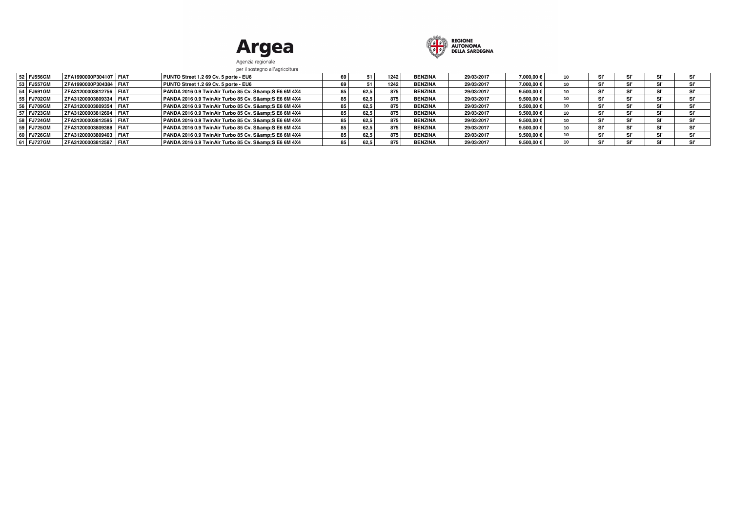Argea

Agenzia regionale
per il sostegno all'agricoltura

REGIONE AUTONOMA DELLA SARDEGNA

| | | | | | | | | | | | | | | | | |
|---|---|---|---|---|---|---|---|---|---|---|---|---|---|---|---|---|
| 52 | FJ556GM | ZFA1990000P304107 | FIAT | PUNTO Street 1.2 69 Cv. 5 porte - EU6 | 69 | 51 | 1242 | BENZINA | 29/03/2017 | 7.000,00 € | 10 | SI' | SI' | SI' | SI' |
| 53 | FJ557GM | ZFA1990000P304384 | FIAT | PUNTO Street 1.2 69 Cv. 5 porte - EU6 | 69 | 51 | 1242 | BENZINA | 29/03/2017 | 7.000,00 € | 10 | SI' | SI' | SI' | SI' |
| 54 | FJ691GM | ZFA31200003812756 | FIAT | PANDA 2016 0.9 TwinAir Turbo 85 Cv. S&amp;S E6 6M 4X4 | 85 | 62,5 | 875 | BENZINA | 29/03/2017 | 9.500,00 € | 10 | SI' | SI' | SI' | SI' |
| 55 | FJ702GM | ZFA31200003809334 | FIAT | PANDA 2016 0.9 TwinAir Turbo 85 Cv. S&amp;S E6 6M 4X4 | 85 | 62,5 | 875 | BENZINA | 29/03/2017 | 9.500,00 € | 10 | SI' | SI' | SI' | SI' |
| 56 | FJ709GM | ZFA31200003809354 | FIAT | PANDA 2016 0.9 TwinAir Turbo 85 Cv. S&amp;S E6 6M 4X4 | 85 | 62,5 | 875 | BENZINA | 29/03/2017 | 9.500,00 € | 10 | SI' | SI' | SI' | SI' |
| 57 | FJ723GM | ZFA31200003812694 | FIAT | PANDA 2016 0.9 TwinAir Turbo 85 Cv. S&amp;S E6 6M 4X4 | 85 | 62,5 | 875 | BENZINA | 29/03/2017 | 9.500,00 € | 10 | SI' | SI' | SI' | SI' |
| 58 | FJ724GM | ZFA31200003812595 | FIAT | PANDA 2016 0.9 TwinAir Turbo 85 Cv. S&amp;S E6 6M 4X4 | 85 | 62,5 | 875 | BENZINA | 29/03/2017 | 9.500,00 € | 10 | SI' | SI' | SI' | SI' |
| 59 | FJ725GM | ZFA31200003809388 | FIAT | PANDA 2016 0.9 TwinAir Turbo 85 Cv. S&amp;S E6 6M 4X4 | 85 | 62,5 | 875 | BENZINA | 29/03/2017 | 9.500,00 € | 10 | SI' | SI' | SI' | SI' |
| 60 | FJ726GM | ZFA31200003809403 | FIAT | PANDA 2016 0.9 TwinAir Turbo 85 Cv. S&amp;S E6 6M 4X4 | 85 | 62,5 | 875 | BENZINA | 29/03/2017 | 9.500,00 € | 10 | SI' | SI' | SI' | SI' |
| 61 | FJ727GM | ZFA31200003812587 | FIAT | PANDA 2016 0.9 TwinAir Turbo 85 Cv. S&amp;S E6 6M 4X4 | 85 | 62,5 | 875 | BENZINA | 29/03/2017 | 9.500,00 € | 10 | SI' | SI' | SI' | SI' |